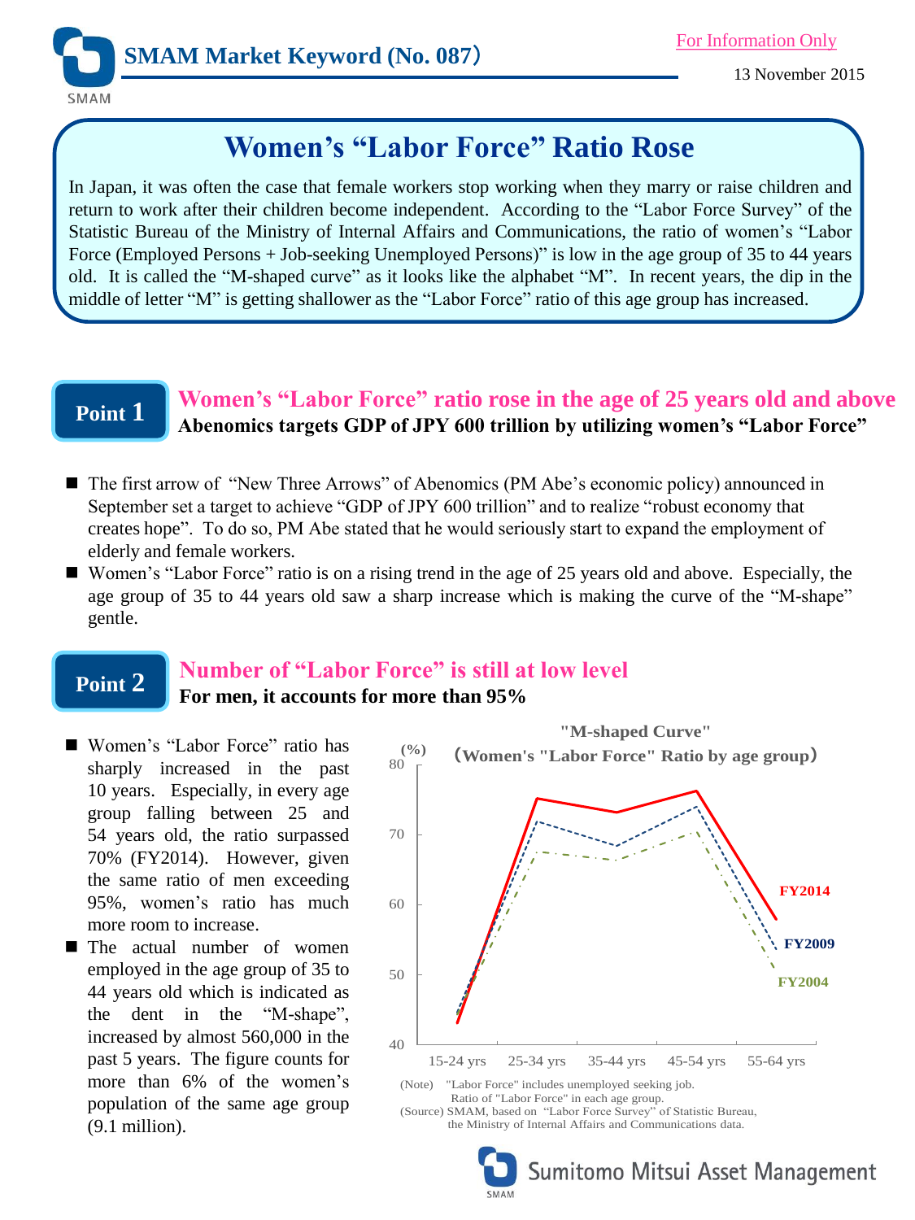# SMAM Market Keyword (No. 087)

For Information Only

13 November 2015

## Women's "Labor Force" Ratio Rose

In Japan, it was often the case that female workers stop working when they marry or raise children and return to work after their children become independent. According to the "Labor Force Survey" of the Statistic Bureau of the Ministry of Internal Affairs and Communications, the ratio of women's "Labor Force (Employed Persons + Job-seeking Unemployed Persons)" is low in the age group of 35 to 44 years old. It is called the "M-shaped curve" as it looks like the alphabet "M". In recent years, the dip in the middle of letter "M" is getting shallower as the "Labor Force" ratio of this age group has increased.

## Point 1

### Women's "Labor Force" ratio rose in the age of 25 years old and above

**Abenomics targets GDP of JPY 600 trillion by utilizing women's "Labor Force"**

- The first arrow of "New Three Arrows" of Abenomics (PM Abe's economic policy) announced in September set a target to achieve "GDP of JPY 600 trillion" and to realize "robust economy that creates hope". To do so, PM Abe stated that he would seriously start to expand the employment of elderly and female workers.
- Women's "Labor Force" ratio is on a rising trend in the age of 25 years old and above. Especially, the age group of 35 to 44 years old saw a sharp increase which is making the curve of the "M-shape" gentle.

## Point 2

### Number of "Labor Force" is still at low level

**For men, it accounts for more than 95%**

- Women's "Labor Force" ratio has sharply increased in the past 10 years. Especially, in every age group falling between 25 and 54 years old, the ratio surpassed 70% (FY2014). However, given the same ratio of men exceeding 95%, women's ratio has much more room to increase.
- The actual number of women employed in the age group of 35 to 44 years old which is indicated as the dent in the "M-shape", increased by almost 560,000 in the past 5 years. The figure counts for more than 6% of the women's population of the same age group (9.1 million).

"M-shaped Curve"
(Women's "Labor Force" Ratio by age group)

(%)
80
70
60
50
40

15-24 yrs
25-34 yrs
35-44 yrs
45-54 yrs
55-64 yrs

FY2014
FY2009
FY2004

(Note) "Labor Force" includes unemployed seeking job.
Ratio of "Labor Force" in each age group.
(Source) SMAM, based on "Labor Force Survey" of Statistic Bureau, the Ministry of Internal Affairs and Communications data.

Sumitomo Mitsui Asset Management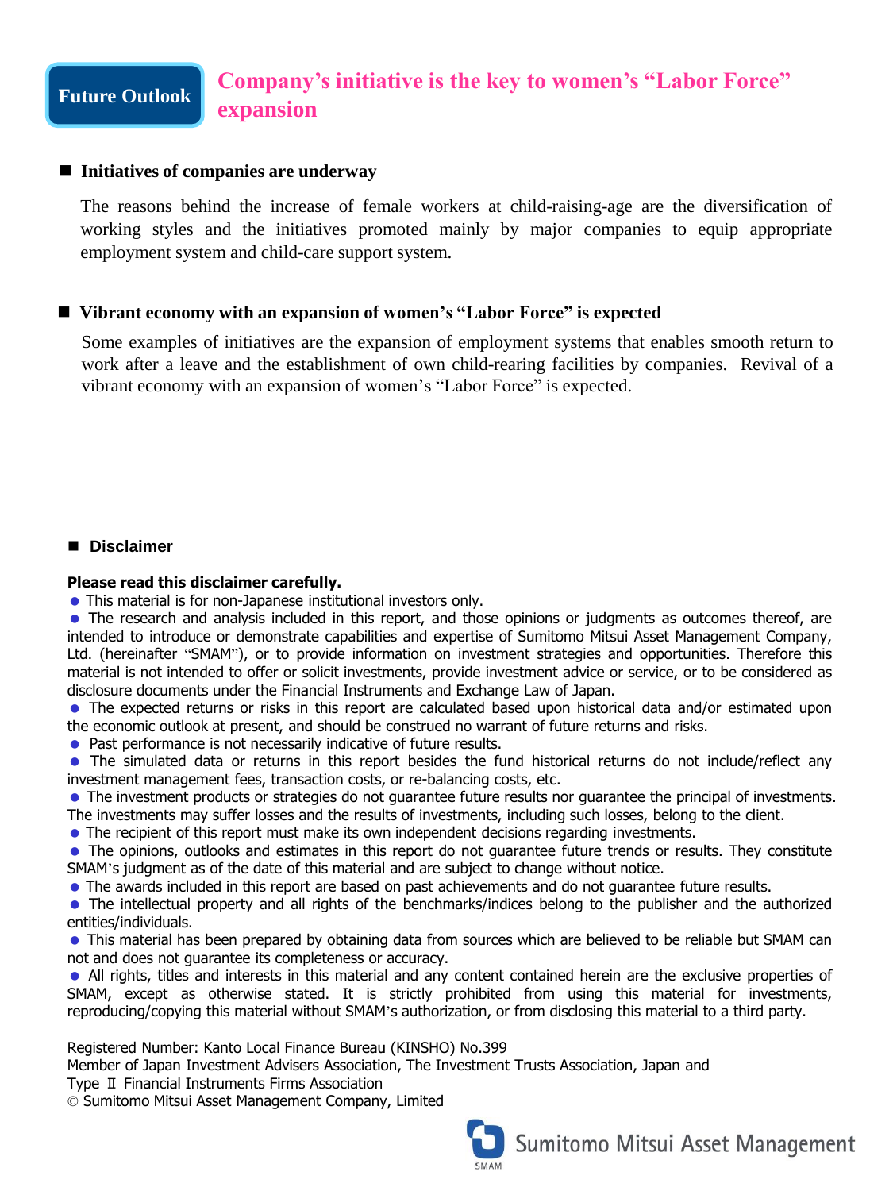## Future Outlook

# Company's initiative is the key to women's "Labor Force" expansion

### ■ Initiatives of companies are underway

The reasons behind the increase of female workers at child-raising-age are the diversification of working styles and the initiatives promoted mainly by major companies to equip appropriate employment system and child-care support system.

### ■ Vibrant economy with an expansion of women's "Labor Force" is expected

Some examples of initiatives are the expansion of employment systems that enables smooth return to work after a leave and the establishment of own child-rearing facilities by companies. Revival of a vibrant economy with an expansion of women's "Labor Force" is expected.

### ■ Disclaimer

**Please read this disclaimer carefully.**

- This material is for non-Japanese institutional investors only.
- The research and analysis included in this report, and those opinions or judgments as outcomes thereof, are intended to introduce or demonstrate capabilities and expertise of Sumitomo Mitsui Asset Management Company, Ltd. (hereinafter "SMAM"), or to provide information on investment strategies and opportunities. Therefore this material is not intended to offer or solicit investments, provide investment advice or service, or to be considered as disclosure documents under the Financial Instruments and Exchange Law of Japan.
- The expected returns or risks in this report are calculated based upon historical data and/or estimated upon the economic outlook at present, and should be construed no warrant of future returns and risks.
- Past performance is not necessarily indicative of future results.
- The simulated data or returns in this report besides the fund historical returns do not include/reflect any investment management fees, transaction costs, or re-balancing costs, etc.
- The investment products or strategies do not guarantee future results nor guarantee the principal of investments. The investments may suffer losses and the results of investments, including such losses, belong to the client.
- The recipient of this report must make its own independent decisions regarding investments.
- The opinions, outlooks and estimates in this report do not guarantee future trends or results. They constitute SMAM's judgment as of the date of this material and are subject to change without notice.
- The awards included in this report are based on past achievements and do not guarantee future results.
- The intellectual property and all rights of the benchmarks/indices belong to the publisher and the authorized entities/individuals.
- This material has been prepared by obtaining data from sources which are believed to be reliable but SMAM can not and does not guarantee its completeness or accuracy.
- All rights, titles and interests in this material and any content contained herein are the exclusive properties of SMAM, except as otherwise stated. It is strictly prohibited from using this material for investments, reproducing/copying this material without SMAM's authorization, or from disclosing this material to a third party.

Registered Number: Kanto Local Finance Bureau (KINSHO) No.399
Member of Japan Investment Advisers Association, The Investment Trusts Association, Japan and
Type Ⅱ Financial Instruments Firms Association
© Sumitomo Mitsui Asset Management Company, Limited

SMAM Sumitomo Mitsui Asset Management